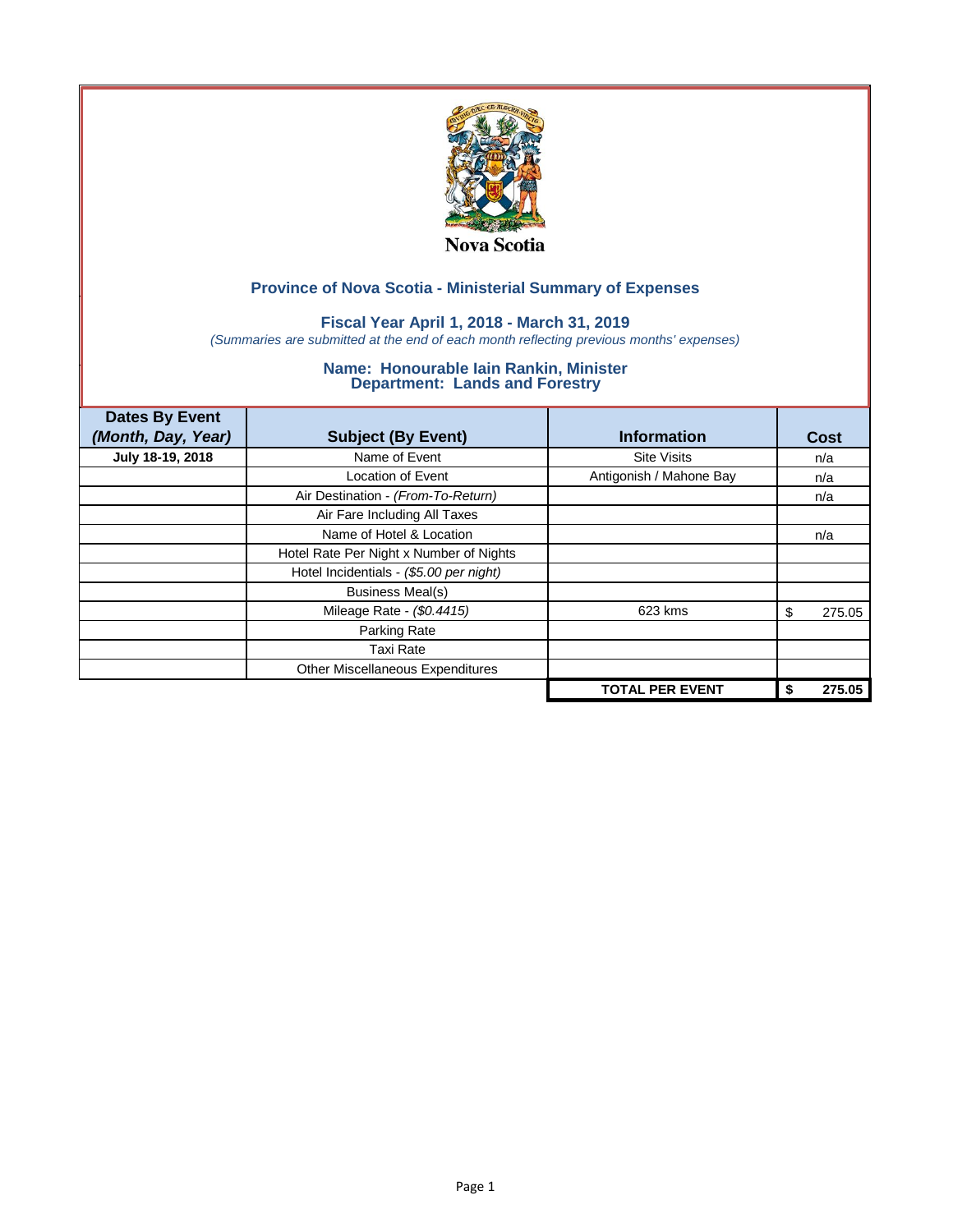Nova Scotia

## Province of Nova Scotia - Ministerial Summary of Expenses

### Fiscal Year April 1, 2018 - March 31, 2019

*(Summaries are submitted at the end of each month reflecting previous months' expenses)*

### Name: Honourable Iain Rankin, Minister
### Department: Lands and Forestry

| Dates By Event *(Month, Day, Year)* | Subject (By Event) | Information | Cost |
|---|---|---|---|
| **July 18-19, 2018** | Name of Event | Site Visits | n/a |
| | Location of Event | Antigonish / Mahone Bay | n/a |
| | Air Destination - *(From-To-Return)* | | n/a |
| | Air Fare Including All Taxes | | |
| | Name of Hotel & Location | | n/a |
| | Hotel Rate Per Night x Number of Nights | | |
| | Hotel Incidentials - *($5.00 per night)* | | |
| | Business Meal(s) | | |
| | Mileage Rate - *($0.4415)* | 623 kms | $ 275.05 |
| | Parking Rate | | |
| | Taxi Rate | | |
| | Other Miscellaneous Expenditures | | |
| | | **TOTAL PER EVENT** | **$ 275.05** |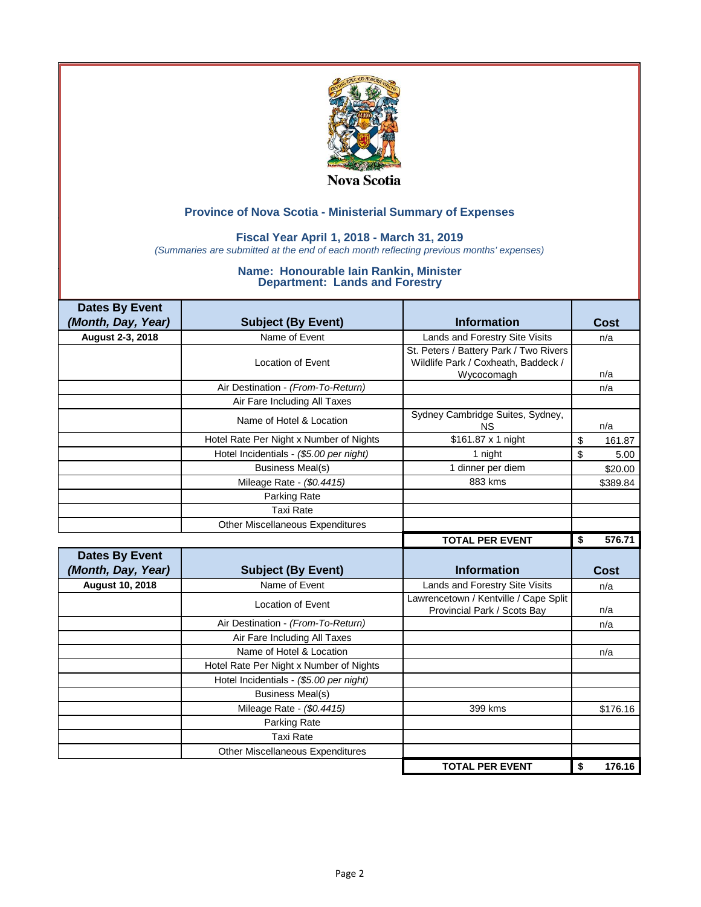Nova Scotia

## Province of Nova Scotia - Ministerial Summary of Expenses

### Fiscal Year April 1, 2018 - March 31, 2019

*(Summaries are submitted at the end of each month reflecting previous months' expenses)*

### Name: Honourable Iain Rankin, Minister
### Department: Lands and Forestry

| Dates By Event *(Month, Day, Year)* | Subject (By Event) | Information | Cost |
|---|---|---|---|
| **August 2-3, 2018** | Name of Event | Lands and Forestry Site Visits | n/a |
| | Location of Event | St. Peters / Battery Park / Two Rivers Wildlife Park / Coxheath, Baddeck / Wycocomagh | n/a |
| | Air Destination - *(From-To-Return)* | | n/a |
| | Air Fare Including All Taxes | | |
| | Name of Hotel & Location | Sydney Cambridge Suites, Sydney, NS | n/a |
| | Hotel Rate Per Night x Number of Nights | $161.87 x 1 night | $ 161.87 |
| | Hotel Incidentials - *($5.00 per night)* | 1 night | $ 5.00 |
| | Business Meal(s) | 1 dinner per diem | $20.00 |
| | Mileage Rate - *($0.4415)* | 883 kms | $389.84 |
| | Parking Rate | | |
| | Taxi Rate | | |
| | Other Miscellaneous Expenditures | | |
| | | **TOTAL PER EVENT** | **$ 576.71** |

| Dates By Event *(Month, Day, Year)* | Subject (By Event) | Information | Cost |
|---|---|---|---|
| **August 10, 2018** | Name of Event | Lands and Forestry Site Visits | n/a |
| | Location of Event | Lawrencetown / Kentville / Cape Split Provincial Park / Scots Bay | n/a |
| | Air Destination - *(From-To-Return)* | | n/a |
| | Air Fare Including All Taxes | | |
| | Name of Hotel & Location | | n/a |
| | Hotel Rate Per Night x Number of Nights | | |
| | Hotel Incidentials - *($5.00 per night)* | | |
| | Business Meal(s) | | |
| | Mileage Rate - *($0.4415)* | 399 kms | $176.16 |
| | Parking Rate | | |
| | Taxi Rate | | |
| | Other Miscellaneous Expenditures | | |
| | | **TOTAL PER EVENT** | **$ 176.16** |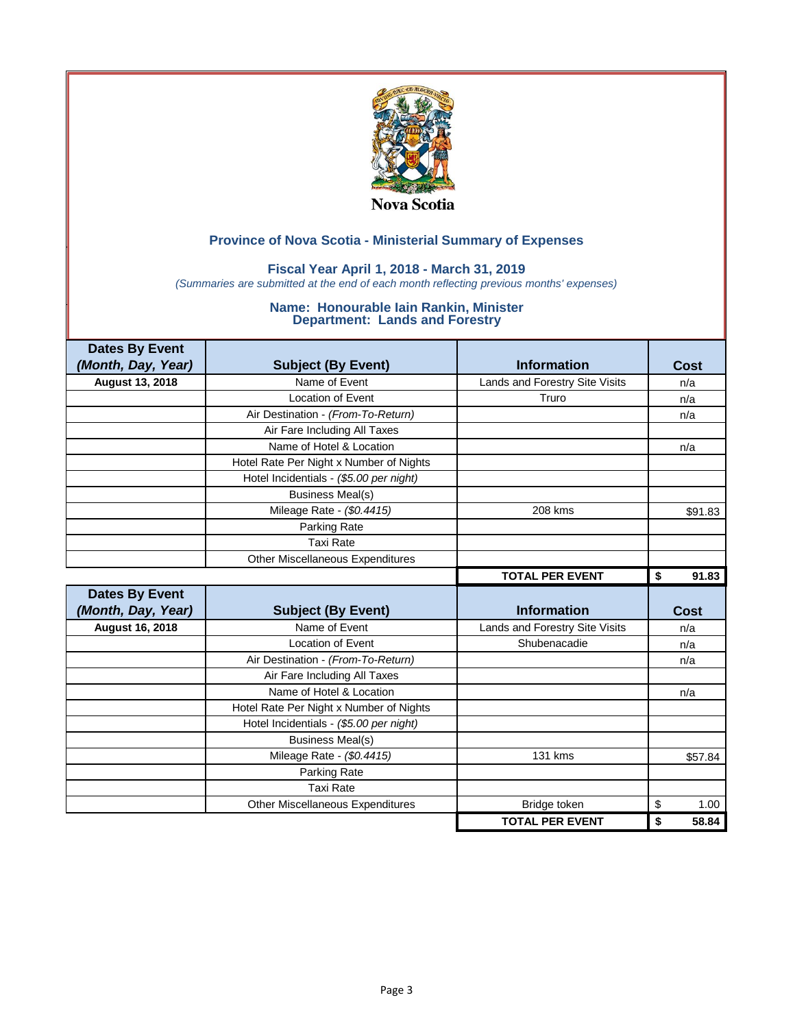Nova Scotia

## Province of Nova Scotia - Ministerial Summary of Expenses

### Fiscal Year April 1, 2018 - March 31, 2019

*(Summaries are submitted at the end of each month reflecting previous months' expenses)*

### Name: Honourable Iain Rankin, Minister
### Department: Lands and Forestry

| Dates By Event *(Month, Day, Year)* | Subject (By Event) | Information | Cost |
|---|---|---|---|
| **August 13, 2018** | Name of Event | Lands and Forestry Site Visits | n/a |
| | Location of Event | Truro | n/a |
| | Air Destination - *(From-To-Return)* | | n/a |
| | Air Fare Including All Taxes | | |
| | Name of Hotel & Location | | n/a |
| | Hotel Rate Per Night x Number of Nights | | |
| | Hotel Incidentials - *($5.00 per night)* | | |
| | Business Meal(s) | | |
| | Mileage Rate - *($0.4415)* | 208 kms | $91.83 |
| | Parking Rate | | |
| | Taxi Rate | | |
| | Other Miscellaneous Expenditures | | |
| | | **TOTAL PER EVENT** | **$ 91.83** |

| Dates By Event *(Month, Day, Year)* | Subject (By Event) | Information | Cost |
|---|---|---|---|
| **August 16, 2018** | Name of Event | Lands and Forestry Site Visits | n/a |
| | Location of Event | Shubenacadie | n/a |
| | Air Destination - *(From-To-Return)* | | n/a |
| | Air Fare Including All Taxes | | |
| | Name of Hotel & Location | | n/a |
| | Hotel Rate Per Night x Number of Nights | | |
| | Hotel Incidentials - *($5.00 per night)* | | |
| | Business Meal(s) | | |
| | Mileage Rate - *($0.4415)* | 131 kms | $57.84 |
| | Parking Rate | | |
| | Taxi Rate | | |
| | Other Miscellaneous Expenditures | Bridge token | $ 1.00 |
| | | **TOTAL PER EVENT** | **$ 58.84** |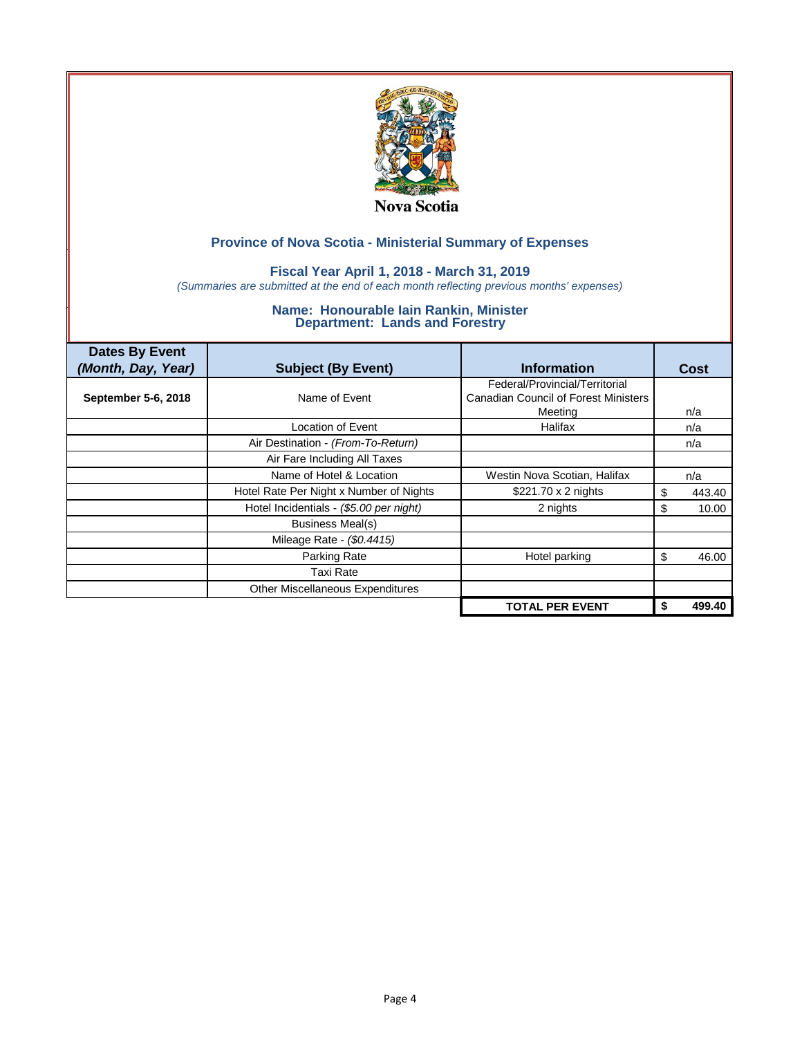Nova Scotia

## Province of Nova Scotia - Ministerial Summary of Expenses

### Fiscal Year April 1, 2018 - March 31, 2019

*(Summaries are submitted at the end of each month reflecting previous months' expenses)*

### Name: Honourable Iain Rankin, Minister
### Department: Lands and Forestry

| Dates By Event *(Month, Day, Year)* | Subject (By Event) | Information | Cost |
|---|---|---|---|
| **September 5-6, 2018** | Name of Event | Federal/Provincial/Territorial Canadian Council of Forest Ministers Meeting | n/a |
| | Location of Event | Halifax | n/a |
| | Air Destination - *(From-To-Return)* | | n/a |
| | Air Fare Including All Taxes | | |
| | Name of Hotel & Location | Westin Nova Scotian, Halifax | n/a |
| | Hotel Rate Per Night x Number of Nights | $221.70 x 2 nights | $ 443.40 |
| | Hotel Incidentials - *($5.00 per night)* | 2 nights | $ 10.00 |
| | Business Meal(s) | | |
| | Mileage Rate - *($0.4415)* | | |
| | Parking Rate | Hotel parking | $ 46.00 |
| | Taxi Rate | | |
| | Other Miscellaneous Expenditures | | |
| | | **TOTAL PER EVENT** | **$ 499.40** |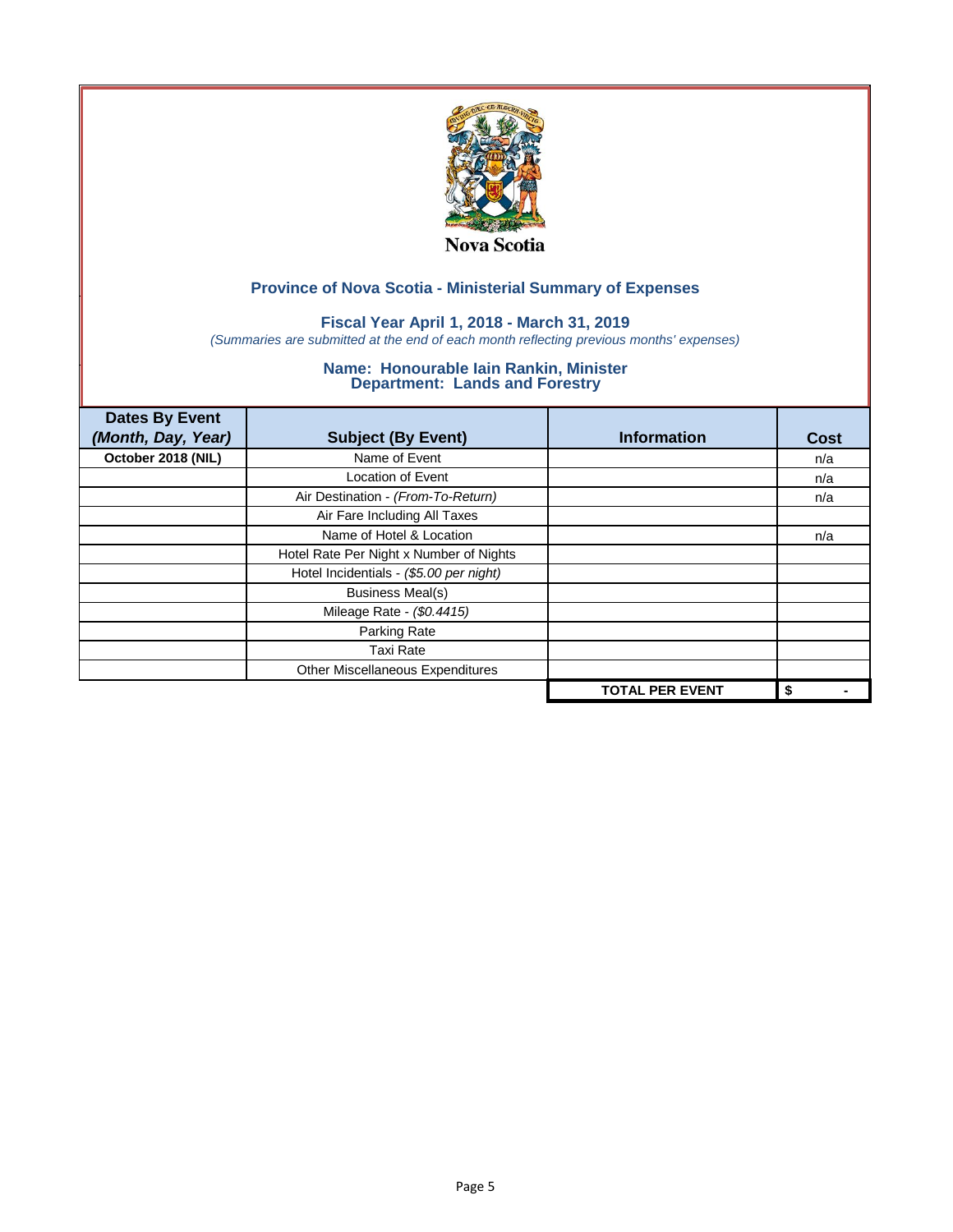Nova Scotia

## Province of Nova Scotia - Ministerial Summary of Expenses

### Fiscal Year April 1, 2018 - March 31, 2019

*(Summaries are submitted at the end of each month reflecting previous months' expenses)*

### Name: Honourable Iain Rankin, Minister
### Department: Lands and Forestry

| Dates By Event *(Month, Day, Year)* | Subject (By Event) | Information | Cost |
|---|---|---|---|
| **October 2018 (NIL)** | Name of Event | | n/a |
| | Location of Event | | n/a |
| | Air Destination - *(From-To-Return)* | | n/a |
| | Air Fare Including All Taxes | | |
| | Name of Hotel & Location | | n/a |
| | Hotel Rate Per Night x Number of Nights | | |
| | Hotel Incidentials - *($5.00 per night)* | | |
| | Business Meal(s) | | |
| | Mileage Rate - *($0.4415)* | | |
| | Parking Rate | | |
| | Taxi Rate | | |
| | Other Miscellaneous Expenditures | | |
| | | **TOTAL PER EVENT** | **$ -** |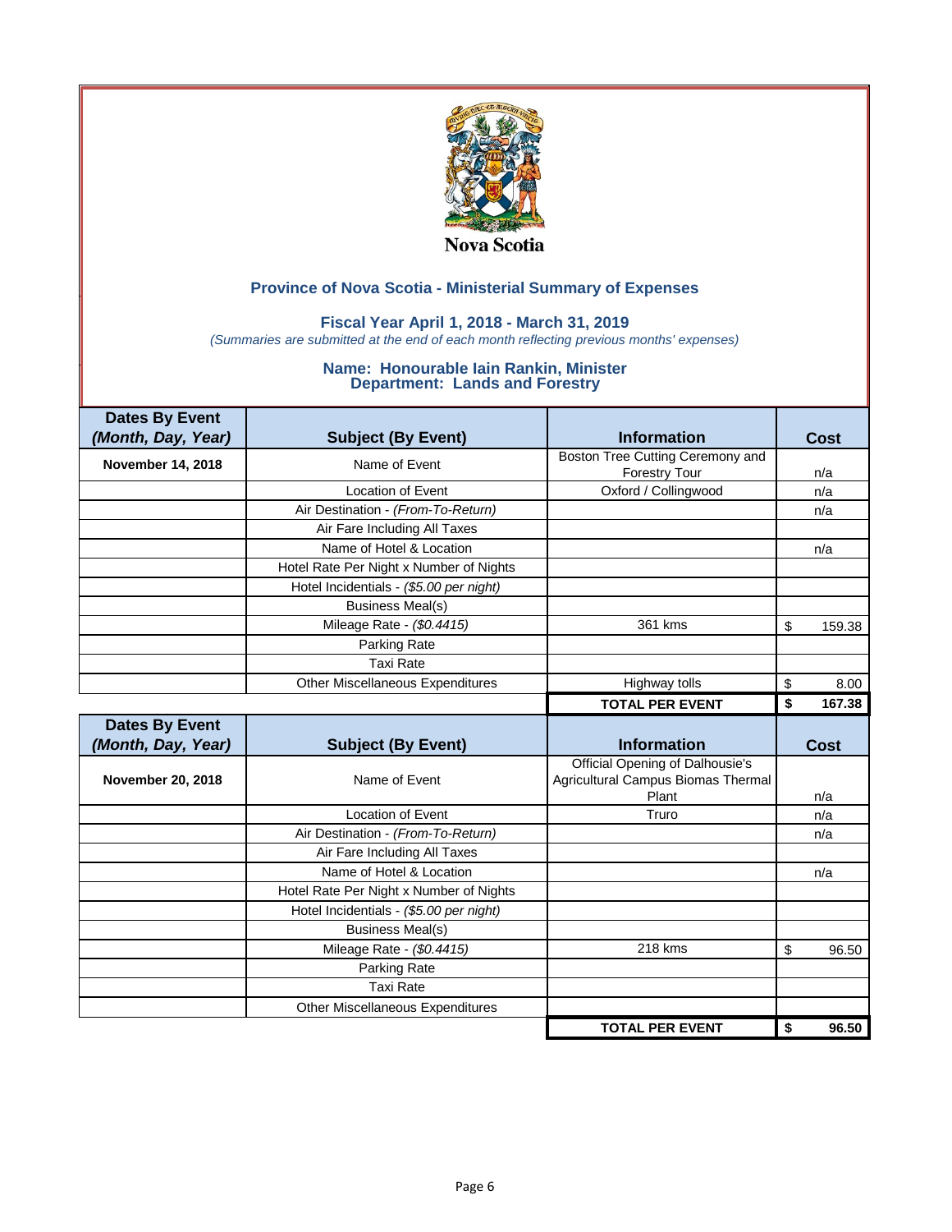Nova Scotia

## Province of Nova Scotia - Ministerial Summary of Expenses

### Fiscal Year April 1, 2018 - March 31, 2019

*(Summaries are submitted at the end of each month reflecting previous months' expenses)*

### Name: Honourable Iain Rankin, Minister
### Department: Lands and Forestry

| Dates By Event *(Month, Day, Year)* | Subject (By Event) | Information | Cost |
|---|---|---|---|
| **November 14, 2018** | Name of Event | Boston Tree Cutting Ceremony and Forestry Tour | n/a |
| | Location of Event | Oxford / Collingwood | n/a |
| | Air Destination - *(From-To-Return)* | | n/a |
| | Air Fare Including All Taxes | | |
| | Name of Hotel & Location | | n/a |
| | Hotel Rate Per Night x Number of Nights | | |
| | Hotel Incidentials - *($5.00 per night)* | | |
| | Business Meal(s) | | |
| | Mileage Rate - *($0.4415)* | 361 kms | $ 159.38 |
| | Parking Rate | | |
| | Taxi Rate | | |
| | Other Miscellaneous Expenditures | Highway tolls | $ 8.00 |
| | | **TOTAL PER EVENT** | **$ 167.38** |

| Dates By Event *(Month, Day, Year)* | Subject (By Event) | Information | Cost |
|---|---|---|---|
| **November 20, 2018** | Name of Event | Official Opening of Dalhousie's Agricultural Campus Biomas Thermal Plant | n/a |
| | Location of Event | Truro | n/a |
| | Air Destination - *(From-To-Return)* | | n/a |
| | Air Fare Including All Taxes | | |
| | Name of Hotel & Location | | n/a |
| | Hotel Rate Per Night x Number of Nights | | |
| | Hotel Incidentials - *($5.00 per night)* | | |
| | Business Meal(s) | | |
| | Mileage Rate - *($0.4415)* | 218 kms | $ 96.50 |
| | Parking Rate | | |
| | Taxi Rate | | |
| | Other Miscellaneous Expenditures | | |
| | | **TOTAL PER EVENT** | **$ 96.50** |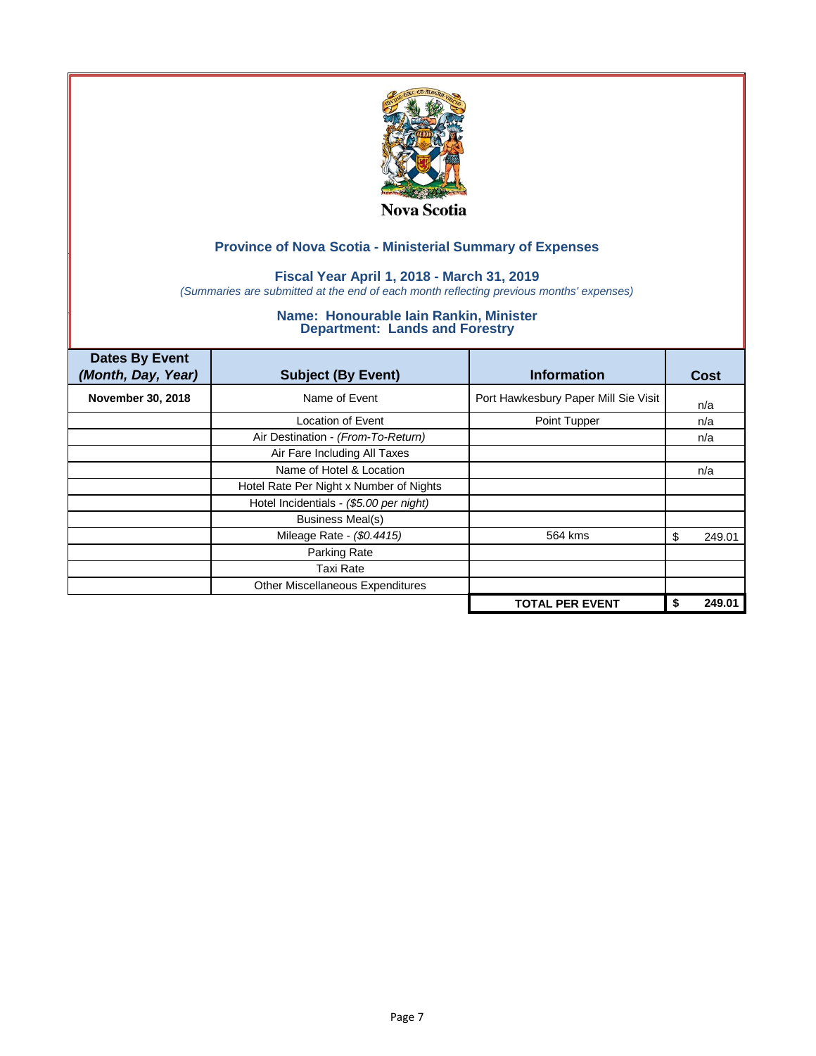Nova Scotia

## Province of Nova Scotia - Ministerial Summary of Expenses

### Fiscal Year April 1, 2018 - March 31, 2019

*(Summaries are submitted at the end of each month reflecting previous months' expenses)*

### Name: Honourable Iain Rankin, Minister
### Department: Lands and Forestry

| Dates By Event *(Month, Day, Year)* | Subject (By Event) | Information | Cost |
|---|---|---|---|
| **November 30, 2018** | Name of Event | Port Hawkesbury Paper Mill Sie Visit | n/a |
| | Location of Event | Point Tupper | n/a |
| | Air Destination - *(From-To-Return)* | | n/a |
| | Air Fare Including All Taxes | | |
| | Name of Hotel & Location | | n/a |
| | Hotel Rate Per Night x Number of Nights | | |
| | Hotel Incidentials - *($5.00 per night)* | | |
| | Business Meal(s) | | |
| | Mileage Rate - *($0.4415)* | 564 kms | $ 249.01 |
| | Parking Rate | | |
| | Taxi Rate | | |
| | Other Miscellaneous Expenditures | | |
| | | **TOTAL PER EVENT** | **$ 249.01** |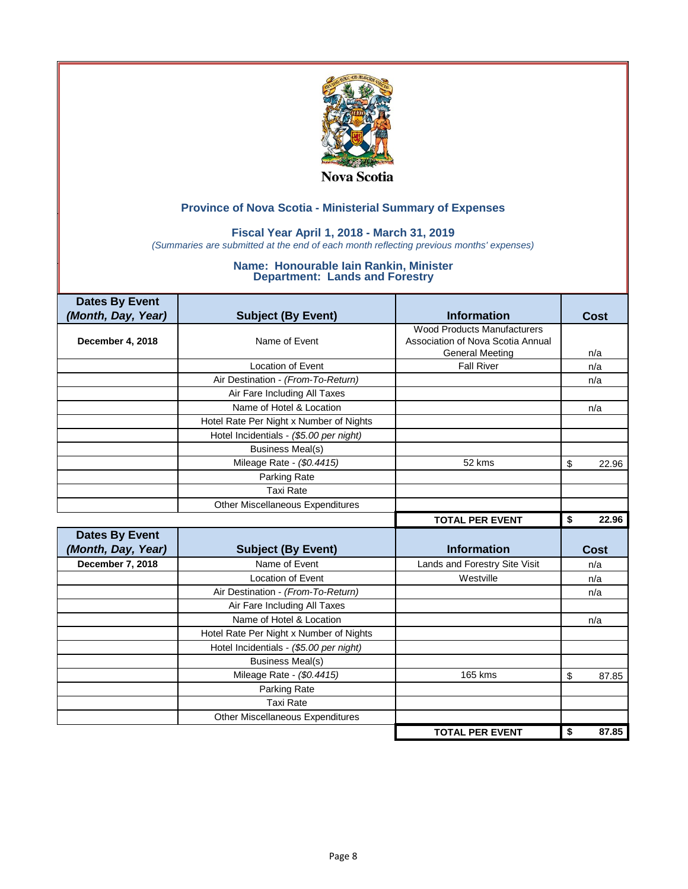Nova Scotia

## Province of Nova Scotia - Ministerial Summary of Expenses

### Fiscal Year April 1, 2018 - March 31, 2019

*(Summaries are submitted at the end of each month reflecting previous months' expenses)*

### Name: Honourable Iain Rankin, Minister
### Department: Lands and Forestry

| Dates By Event *(Month, Day, Year)* | Subject (By Event) | Information | Cost |
|---|---|---|---|
| **December 4, 2018** | Name of Event | Wood Products Manufacturers Association of Nova Scotia Annual General Meeting | n/a |
| | Location of Event | Fall River | n/a |
| | Air Destination - *(From-To-Return)* | | n/a |
| | Air Fare Including All Taxes | | |
| | Name of Hotel & Location | | n/a |
| | Hotel Rate Per Night x Number of Nights | | |
| | Hotel Incidentials - *($5.00 per night)* | | |
| | Business Meal(s) | | |
| | Mileage Rate - *($0.4415)* | 52 kms | $ 22.96 |
| | Parking Rate | | |
| | Taxi Rate | | |
| | Other Miscellaneous Expenditures | | |
| | | **TOTAL PER EVENT** | **$ 22.96** |

| Dates By Event *(Month, Day, Year)* | Subject (By Event) | Information | Cost |
|---|---|---|---|
| **December 7, 2018** | Name of Event | Lands and Forestry Site Visit | n/a |
| | Location of Event | Westville | n/a |
| | Air Destination - *(From-To-Return)* | | n/a |
| | Air Fare Including All Taxes | | |
| | Name of Hotel & Location | | n/a |
| | Hotel Rate Per Night x Number of Nights | | |
| | Hotel Incidentials - *($5.00 per night)* | | |
| | Business Meal(s) | | |
| | Mileage Rate - *($0.4415)* | 165 kms | $ 87.85 |
| | Parking Rate | | |
| | Taxi Rate | | |
| | Other Miscellaneous Expenditures | | |
| | | **TOTAL PER EVENT** | **$ 87.85** |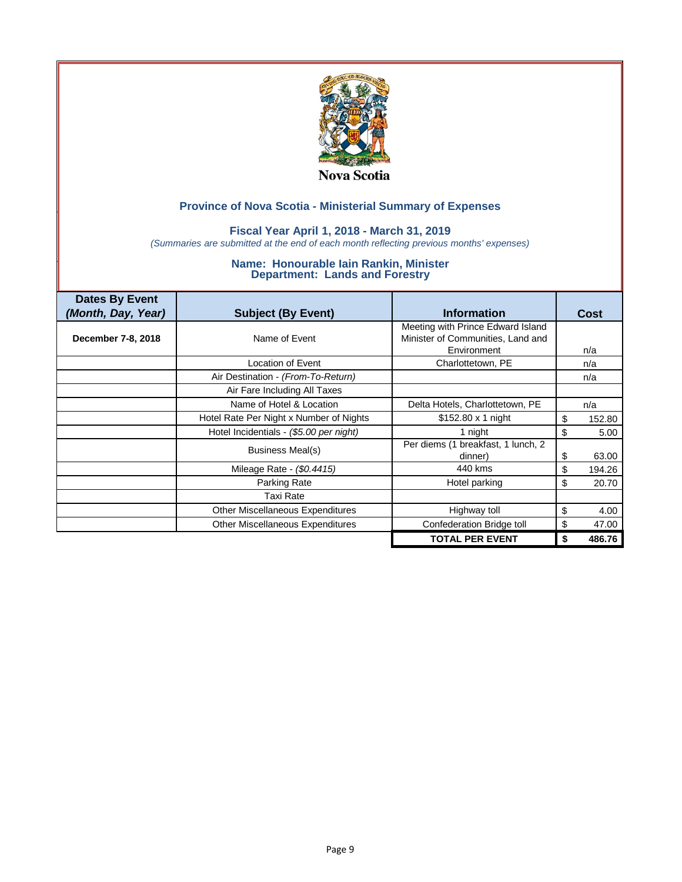Nova Scotia

## Province of Nova Scotia - Ministerial Summary of Expenses

### Fiscal Year April 1, 2018 - March 31, 2019

*(Summaries are submitted at the end of each month reflecting previous months' expenses)*

### Name: Honourable Iain Rankin, Minister
### Department: Lands and Forestry

| Dates By Event *(Month, Day, Year)* | Subject (By Event) | Information | Cost |
|---|---|---|---|
| **December 7-8, 2018** | Name of Event | Meeting with Prince Edward Island Minister of Communities, Land and Environment | n/a |
| | Location of Event | Charlottetown, PE | n/a |
| | Air Destination - *(From-To-Return)* | | n/a |
| | Air Fare Including All Taxes | | |
| | Name of Hotel & Location | Delta Hotels, Charlottetown, PE | n/a |
| | Hotel Rate Per Night x Number of Nights | $152.80 x 1 night | $ 152.80 |
| | Hotel Incidentials - *($5.00 per night)* | 1 night | $ 5.00 |
| | Business Meal(s) | Per diems (1 breakfast, 1 lunch, 2 dinner) | $ 63.00 |
| | Mileage Rate - *($0.4415)* | 440 kms | $ 194.26 |
| | Parking Rate | Hotel parking | $ 20.70 |
| | Taxi Rate | | |
| | Other Miscellaneous Expenditures | Highway toll | $ 4.00 |
| | Other Miscellaneous Expenditures | Confederation Bridge toll | $ 47.00 |
| | | **TOTAL PER EVENT** | **$ 486.76** |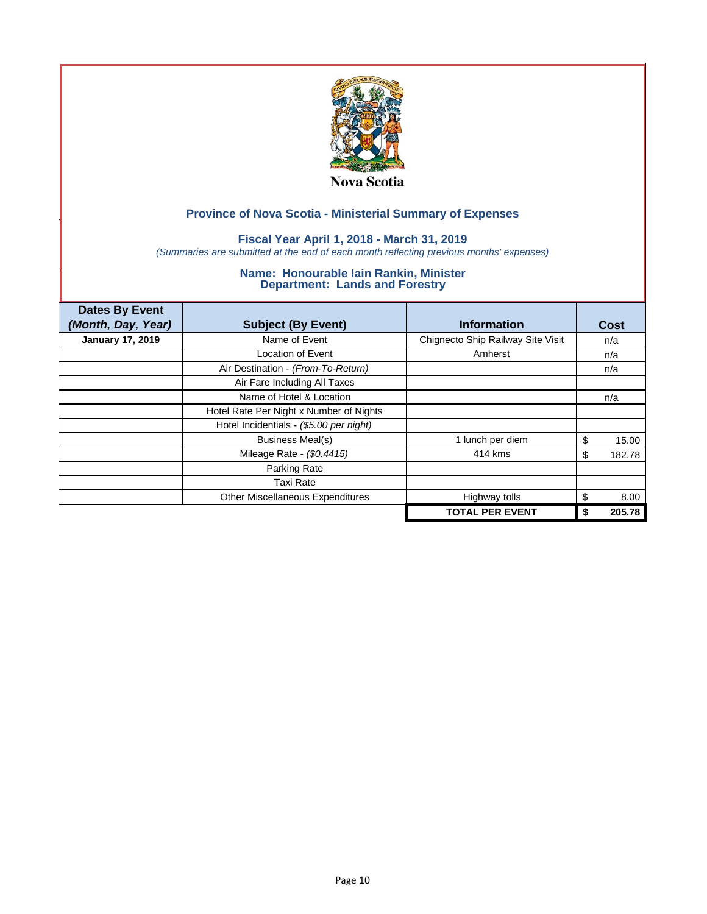Nova Scotia

## Province of Nova Scotia - Ministerial Summary of Expenses

### Fiscal Year April 1, 2018 - March 31, 2019

*(Summaries are submitted at the end of each month reflecting previous months' expenses)*

### Name: Honourable Iain Rankin, Minister
### Department: Lands and Forestry

| Dates By Event *(Month, Day, Year)* | Subject (By Event) | Information | Cost |
|---|---|---|---|
| **January 17, 2019** | Name of Event | Chignecto Ship Railway Site Visit | n/a |
| | Location of Event | Amherst | n/a |
| | Air Destination - *(From-To-Return)* | | n/a |
| | Air Fare Including All Taxes | | |
| | Name of Hotel & Location | | n/a |
| | Hotel Rate Per Night x Number of Nights | | |
| | Hotel Incidentials - *($5.00 per night)* | | |
| | Business Meal(s) | 1 lunch per diem | $ 15.00 |
| | Mileage Rate - *($0.4415)* | 414 kms | $ 182.78 |
| | Parking Rate | | |
| | Taxi Rate | | |
| | Other Miscellaneous Expenditures | Highway tolls | $ 8.00 |
| | | **TOTAL PER EVENT** | **$ 205.78** |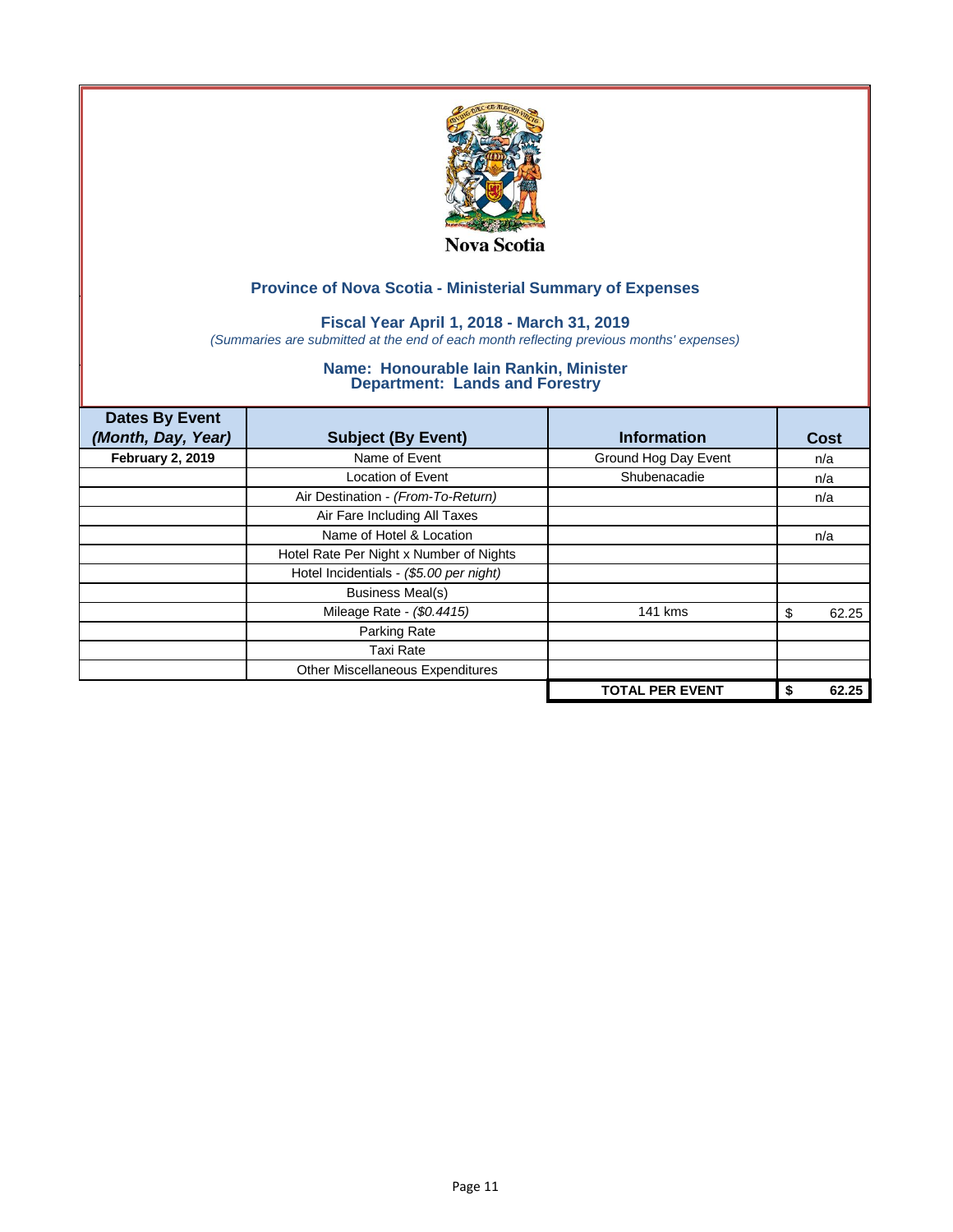Nova Scotia

## Province of Nova Scotia - Ministerial Summary of Expenses

### Fiscal Year April 1, 2018 - March 31, 2019

*(Summaries are submitted at the end of each month reflecting previous months' expenses)*

### Name: Honourable Iain Rankin, Minister
### Department: Lands and Forestry

| Dates By Event *(Month, Day, Year)* | Subject (By Event) | Information | Cost |
|---|---|---|---|
| **February 2, 2019** | Name of Event | Ground Hog Day Event | n/a |
| | Location of Event | Shubenacadie | n/a |
| | Air Destination - *(From-To-Return)* | | n/a |
| | Air Fare Including All Taxes | | |
| | Name of Hotel & Location | | n/a |
| | Hotel Rate Per Night x Number of Nights | | |
| | Hotel Incidentials - *($5.00 per night)* | | |
| | Business Meal(s) | | |
| | Mileage Rate - *($0.4415)* | 141 kms | $ 62.25 |
| | Parking Rate | | |
| | Taxi Rate | | |
| | Other Miscellaneous Expenditures | | |
| | | **TOTAL PER EVENT** | **$ 62.25** |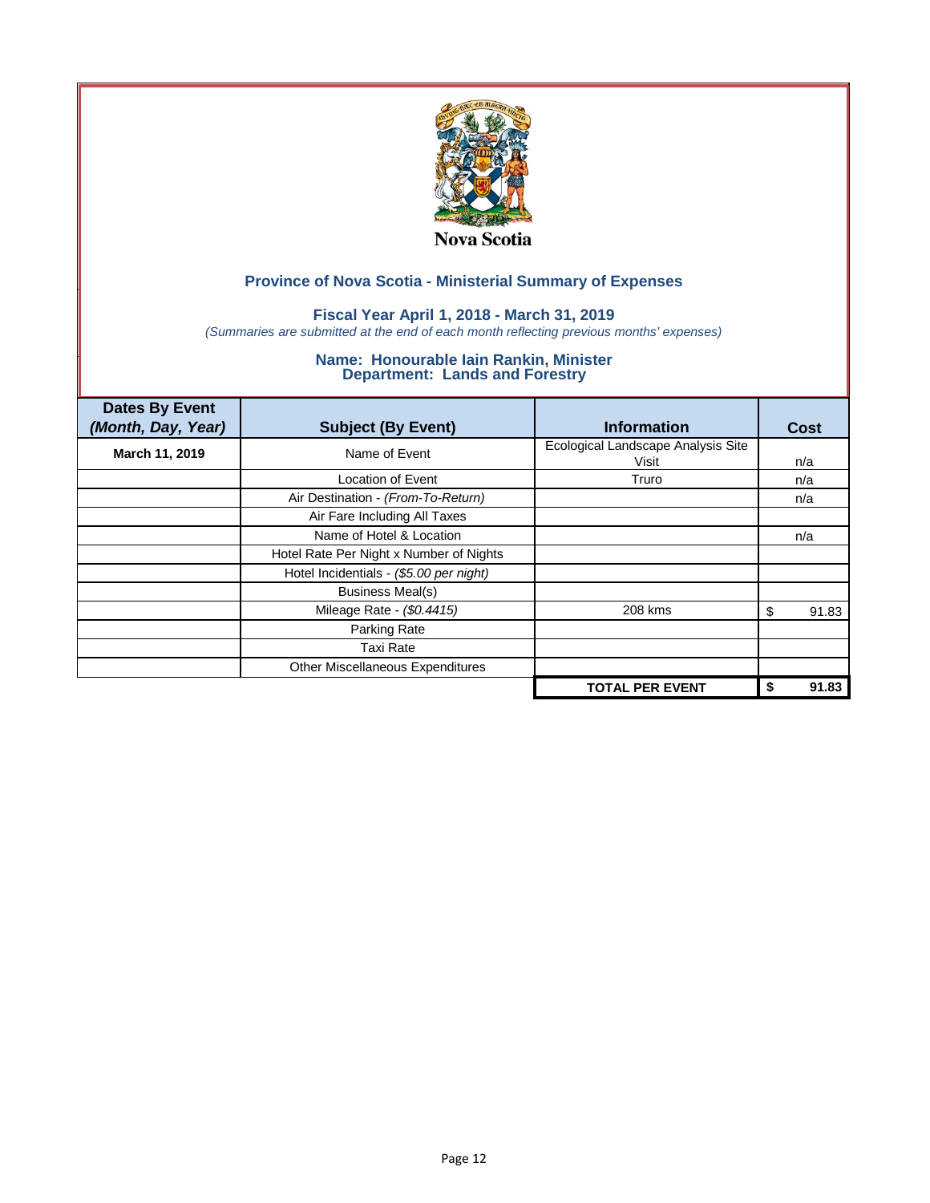Nova Scotia

## Province of Nova Scotia - Ministerial Summary of Expenses

### Fiscal Year April 1, 2018 - March 31, 2019

*(Summaries are submitted at the end of each month reflecting previous months' expenses)*

### Name: Honourable Iain Rankin, Minister
### Department: Lands and Forestry

| Dates By Event *(Month, Day, Year)* | Subject (By Event) | Information | Cost |
|---|---|---|---|
| **March 11, 2019** | Name of Event | Ecological Landscape Analysis Site Visit | n/a |
| | Location of Event | Truro | n/a |
| | Air Destination - *(From-To-Return)* | | n/a |
| | Air Fare Including All Taxes | | |
| | Name of Hotel & Location | | n/a |
| | Hotel Rate Per Night x Number of Nights | | |
| | Hotel Incidentials - *($5.00 per night)* | | |
| | Business Meal(s) | | |
| | Mileage Rate - *($0.4415)* | 208 kms | $ 91.83 |
| | Parking Rate | | |
| | Taxi Rate | | |
| | Other Miscellaneous Expenditures | | |
| | | **TOTAL PER EVENT** | **$ 91.83** |